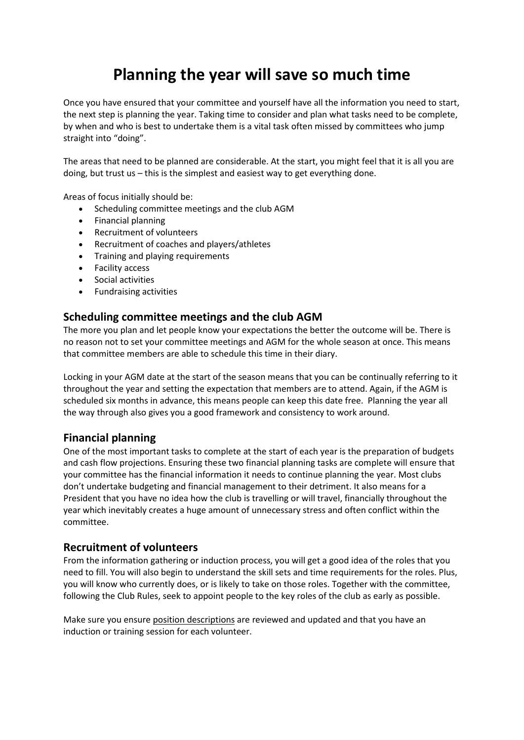# Planning the year will save so much time

Once you have ensured that your committee and yourself have all the information you need to start, the next step is planning the year. Taking time to consider and plan what tasks need to be complete, by when and who is best to undertake them is a vital task often missed by committees who jump straight into "doing".

The areas that need to be planned are considerable. At the start, you might feel that it is all you are doing, but trust us – this is the simplest and easiest way to get everything done.

Areas of focus initially should be:

- Scheduling committee meetings and the club AGM
- Financial planning
- Recruitment of volunteers
- Recruitment of coaches and players/athletes
- Training and playing requirements
- Facility access
- Social activities
- Fundraising activities

## Scheduling committee meetings and the club AGM

The more you plan and let people know your expectations the better the outcome will be. There is no reason not to set your committee meetings and AGM for the whole season at once. This means that committee members are able to schedule this time in their diary.

Locking in your AGM date at the start of the season means that you can be continually referring to it throughout the year and setting the expectation that members are to attend. Again, if the AGM is scheduled six months in advance, this means people can keep this date free. Planning the year all the way through also gives you a good framework and consistency to work around.

## Financial planning

One of the most important tasks to complete at the start of each year is the preparation of budgets and cash flow projections. Ensuring these two financial planning tasks are complete will ensure that your committee has the financial information it needs to continue planning the year. Most clubs don't undertake budgeting and financial management to their detriment. It also means for a President that you have no idea how the club is travelling or will travel, financially throughout the year which inevitably creates a huge amount of unnecessary stress and often conflict within the committee.

## Recruitment of volunteers

From the information gathering or induction process, you will get a good idea of the roles that you need to fill. You will also begin to understand the skill sets and time requirements for the roles. Plus, you will know who currently does, or is likely to take on those roles. Together with the committee, following the Club Rules, seek to appoint people to the key roles of the club as early as possible.

Make sure you ensure position descriptions are reviewed and updated and that you have an induction or training session for each volunteer.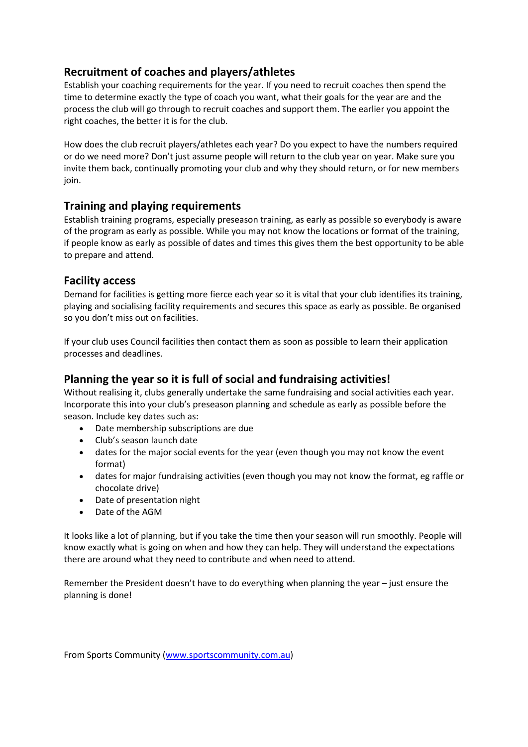## Recruitment of coaches and players/athletes

Establish your coaching requirements for the year. If you need to recruit coaches then spend the time to determine exactly the type of coach you want, what their goals for the year are and the process the club will go through to recruit coaches and support them. The earlier you appoint the right coaches, the better it is for the club.

How does the club recruit players/athletes each year? Do you expect to have the numbers required or do we need more? Don't just assume people will return to the club year on year. Make sure you invite them back, continually promoting your club and why they should return, or for new members join.

## Training and playing requirements

Establish training programs, especially preseason training, as early as possible so everybody is aware of the program as early as possible. While you may not know the locations or format of the training, if people know as early as possible of dates and times this gives them the best opportunity to be able to prepare and attend.

## Facility access

Demand for facilities is getting more fierce each year so it is vital that your club identifies its training, playing and socialising facility requirements and secures this space as early as possible. Be organised so you don't miss out on facilities.

If your club uses Council facilities then contact them as soon as possible to learn their application processes and deadlines.

## Planning the year so it is full of social and fundraising activities!

Without realising it, clubs generally undertake the same fundraising and social activities each year. Incorporate this into your club's preseason planning and schedule as early as possible before the season. Include key dates such as:

- Date membership subscriptions are due
- Club's season launch date
- dates for the major social events for the year (even though you may not know the event format)
- dates for major fundraising activities (even though you may not know the format, eg raffle or chocolate drive)
- Date of presentation night
- Date of the AGM

It looks like a lot of planning, but if you take the time then your season will run smoothly. People will know exactly what is going on when and how they can help. They will understand the expectations there are around what they need to contribute and when need to attend.

Remember the President doesn't have to do everything when planning the year – just ensure the planning is done!

From Sports Community (www.sportscommunity.com.au)